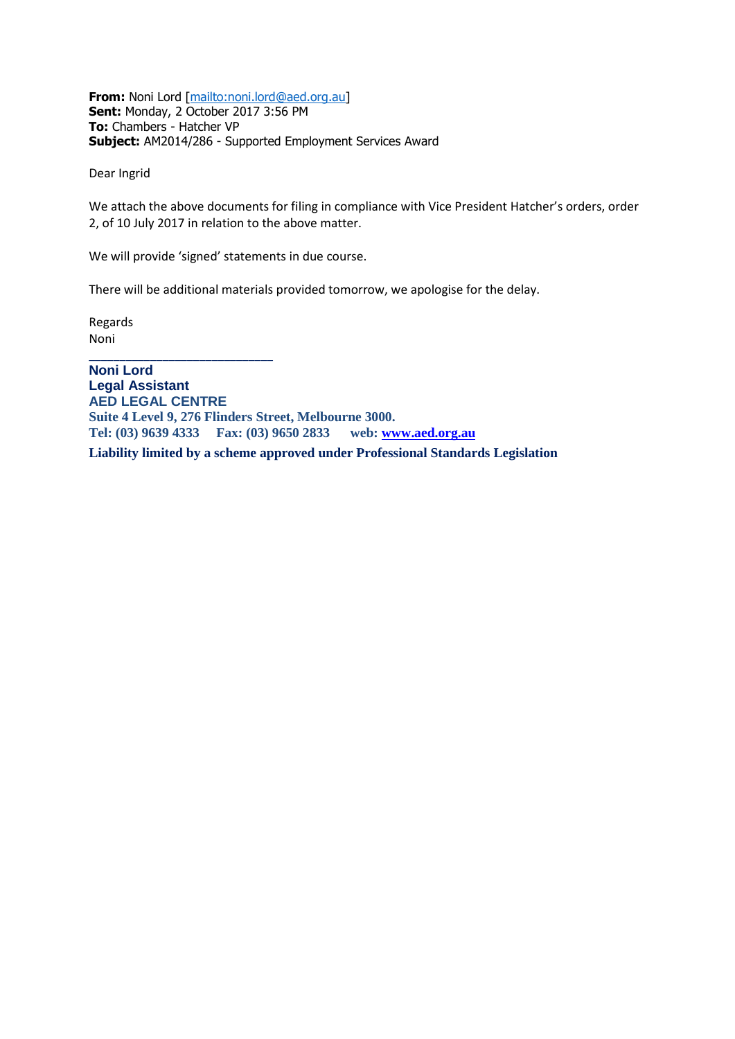**From:** Noni Lord [mailto:noni.lord@aed.org.au]
**Sent:** Monday, 2 October 2017 3:56 PM
**To:** Chambers - Hatcher VP
**Subject:** AM2014/286 - Supported Employment Services Award

Dear Ingrid

We attach the above documents for filing in compliance with Vice President Hatcher's orders, order 2, of 10 July 2017 in relation to the above matter.

We will provide 'signed' statements in due course.

There will be additional materials provided tomorrow, we apologise for the delay.

Regards
Noni

---

**Noni Lord**
**Legal Assistant**
**AED LEGAL CENTRE**
**Suite 4 Level 9, 276 Flinders Street, Melbourne 3000.**
**Tel: (03) 9639 4333 Fax: (03) 9650 2833 web: www.aed.org.au**
**Liability limited by a scheme approved under Professional Standards Legislation**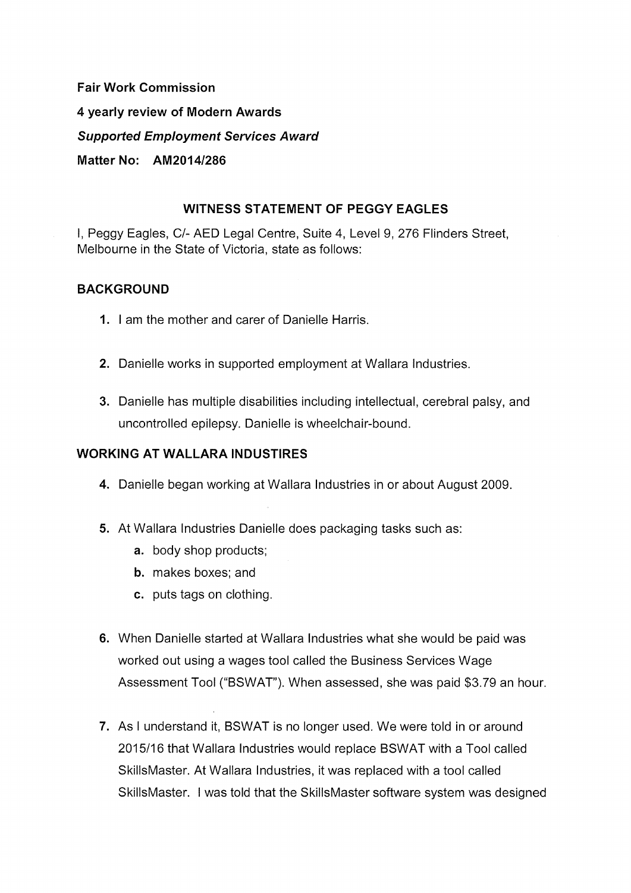**Fair Work Commission**

**4 yearly review of Modern Awards**

***Supported Employment Services Award***

**Matter No: AM2014/286**

## WITNESS STATEMENT OF PEGGY EAGLES

I, Peggy Eagles, C/- AED Legal Centre, Suite 4, Level 9, 276 Flinders Street, Melbourne in the State of Victoria, state as follows:

## BACKGROUND

1. I am the mother and carer of Danielle Harris.

2. Danielle works in supported employment at Wallara Industries.

3. Danielle has multiple disabilities including intellectual, cerebral palsy, and uncontrolled epilepsy. Danielle is wheelchair-bound.

## WORKING AT WALLARA INDUSTIRES

4. Danielle began working at Wallara Industries in or about August 2009.

5. At Wallara Industries Danielle does packaging tasks such as:
   a. body shop products;
   b. makes boxes; and
   c. puts tags on clothing.

6. When Danielle started at Wallara Industries what she would be paid was worked out using a wages tool called the Business Services Wage Assessment Tool ("BSWAT"). When assessed, she was paid $3.79 an hour.

7. As I understand it, BSWAT is no longer used. We were told in or around 2015/16 that Wallara Industries would replace BSWAT with a Tool called SkillsMaster. At Wallara Industries, it was replaced with a tool called SkillsMaster. I was told that the SkillsMaster software system was designed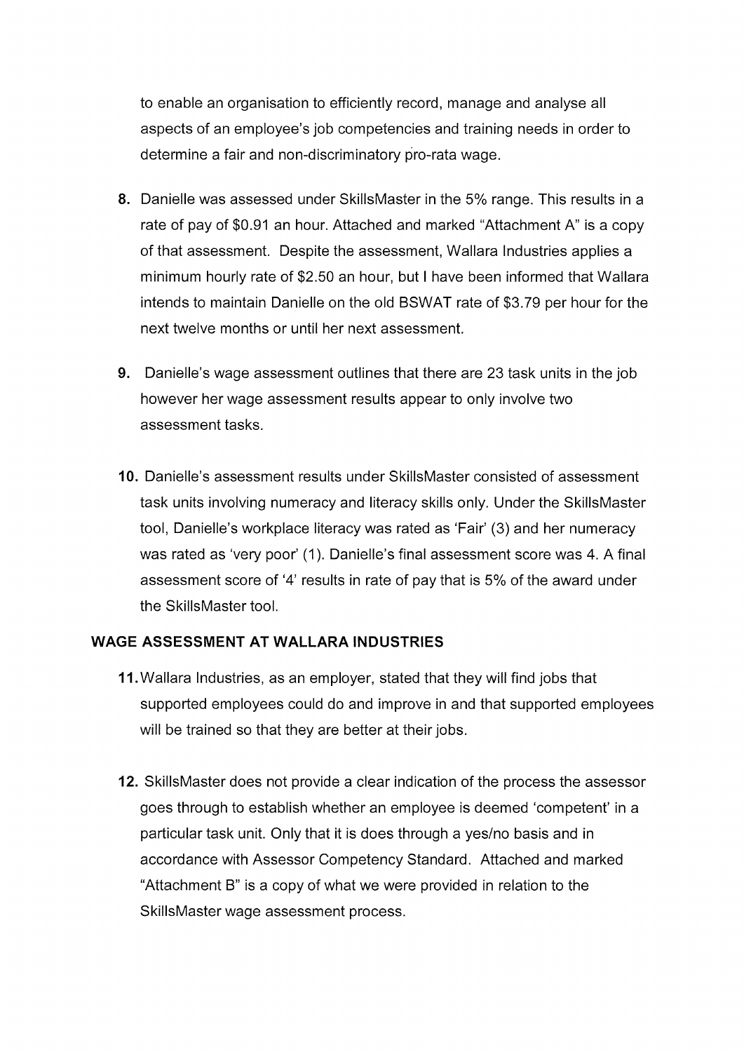to enable an organisation to efficiently record, manage and analyse all aspects of an employee's job competencies and training needs in order to determine a fair and non-discriminatory pro-rata wage.

8. Danielle was assessed under SkillsMaster in the 5% range. This results in a rate of pay of $0.91 an hour. Attached and marked "Attachment A" is a copy of that assessment. Despite the assessment, Wallara Industries applies a minimum hourly rate of $2.50 an hour, but I have been informed that Wallara intends to maintain Danielle on the old BSWAT rate of $3.79 per hour for the next twelve months or until her next assessment.

9. Danielle's wage assessment outlines that there are 23 task units in the job however her wage assessment results appear to only involve two assessment tasks.

10. Danielle's assessment results under SkillsMaster consisted of assessment task units involving numeracy and literacy skills only. Under the SkillsMaster tool, Danielle's workplace literacy was rated as 'Fair' (3) and her numeracy was rated as 'very poor' (1). Danielle's final assessment score was 4. A final assessment score of '4' results in rate of pay that is 5% of the award under the SkillsMaster tool.

## WAGE ASSESSMENT AT WALLARA INDUSTRIES

11. Wallara Industries, as an employer, stated that they will find jobs that supported employees could do and improve in and that supported employees will be trained so that they are better at their jobs.

12. SkillsMaster does not provide a clear indication of the process the assessor goes through to establish whether an employee is deemed 'competent' in a particular task unit. Only that it is does through a yes/no basis and in accordance with Assessor Competency Standard. Attached and marked "Attachment B" is a copy of what we were provided in relation to the SkillsMaster wage assessment process.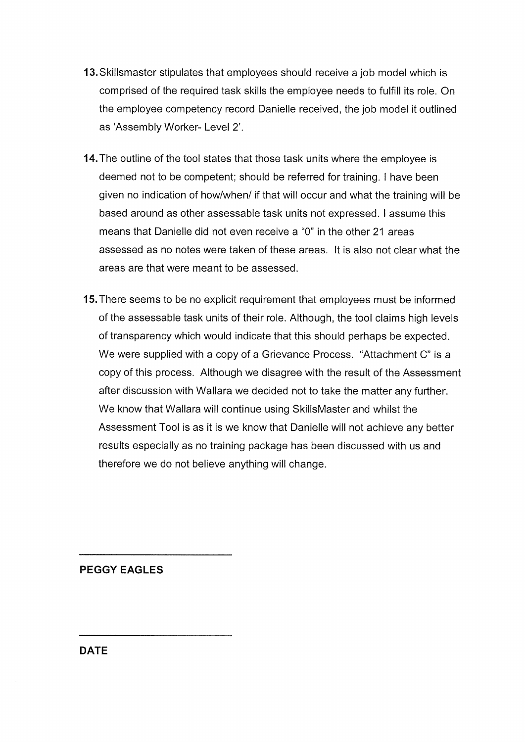13. Skillsmaster stipulates that employees should receive a job model which is comprised of the required task skills the employee needs to fulfill its role. On the employee competency record Danielle received, the job model it outlined as 'Assembly Worker- Level 2'.

14. The outline of the tool states that those task units where the employee is deemed not to be competent; should be referred for training. I have been given no indication of how/when/ if that will occur and what the training will be based around as other assessable task units not expressed. I assume this means that Danielle did not even receive a "0" in the other 21 areas assessed as no notes were taken of these areas. It is also not clear what the areas are that were meant to be assessed.

15. There seems to be no explicit requirement that employees must be informed of the assessable task units of their role. Although, the tool claims high levels of transparency which would indicate that this should perhaps be expected. We were supplied with a copy of a Grievance Process. "Attachment C" is a copy of this process. Although we disagree with the result of the Assessment after discussion with Wallara we decided not to take the matter any further. We know that Wallara will continue using SkillsMaster and whilst the Assessment Tool is as it is we know that Danielle will not achieve any better results especially as no training package has been discussed with us and therefore we do not believe anything will change.

\_\_\_\_\_\_\_\_\_\_\_\_\_\_\_\_\_\_\_\_\_\_\_\_\_\_\_\_

**PEGGY EAGLES**

\_\_\_\_\_\_\_\_\_\_\_\_\_\_\_\_\_\_\_\_\_\_\_\_\_\_\_\_

**DATE**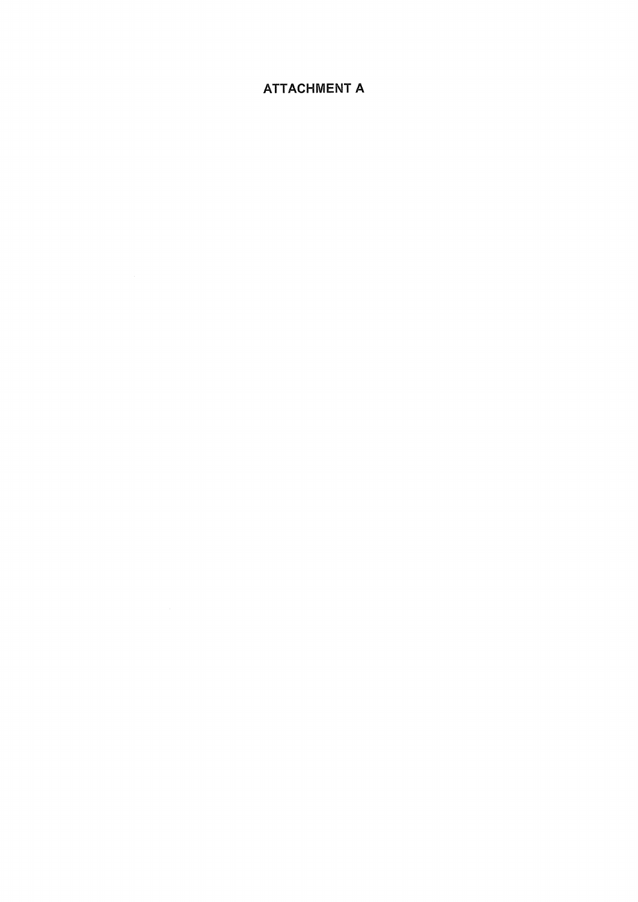# ATTACHMENT A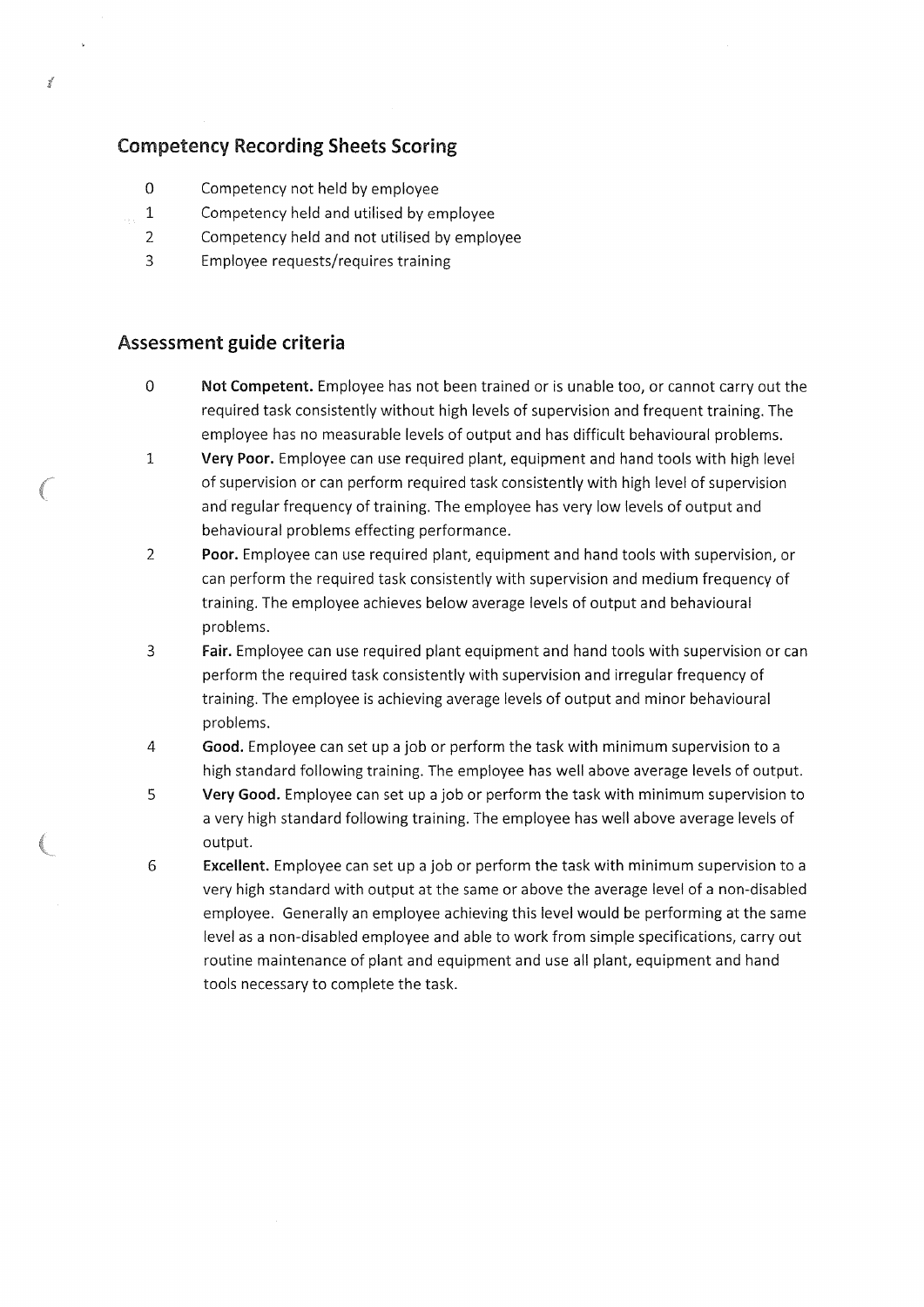## Competency Recording Sheets Scoring

0 Competency not held by employee

1 Competency held and utilised by employee

2 Competency held and not utilised by employee

3 Employee requests/requires training

## Assessment guide criteria

0 **Not Competent.** Employee has not been trained or is unable too, or cannot carry out the required task consistently without high levels of supervision and frequent training. The employee has no measurable levels of output and has difficult behavioural problems.

1 **Very Poor.** Employee can use required plant, equipment and hand tools with high level of supervision or can perform required task consistently with high level of supervision and regular frequency of training. The employee has very low levels of output and behavioural problems effecting performance.

2 **Poor.** Employee can use required plant, equipment and hand tools with supervision, or can perform the required task consistently with supervision and medium frequency of training. The employee achieves below average levels of output and behavioural problems.

3 **Fair.** Employee can use required plant equipment and hand tools with supervision or can perform the required task consistently with supervision and irregular frequency of training. The employee is achieving average levels of output and minor behavioural problems.

4 **Good.** Employee can set up a job or perform the task with minimum supervision to a high standard following training. The employee has well above average levels of output.

5 **Very Good.** Employee can set up a job or perform the task with minimum supervision to a very high standard following training. The employee has well above average levels of output.

6 **Excellent.** Employee can set up a job or perform the task with minimum supervision to a very high standard with output at the same or above the average level of a non-disabled employee. Generally an employee achieving this level would be performing at the same level as a non-disabled employee and able to work from simple specifications, carry out routine maintenance of plant and equipment and use all plant, equipment and hand tools necessary to complete the task.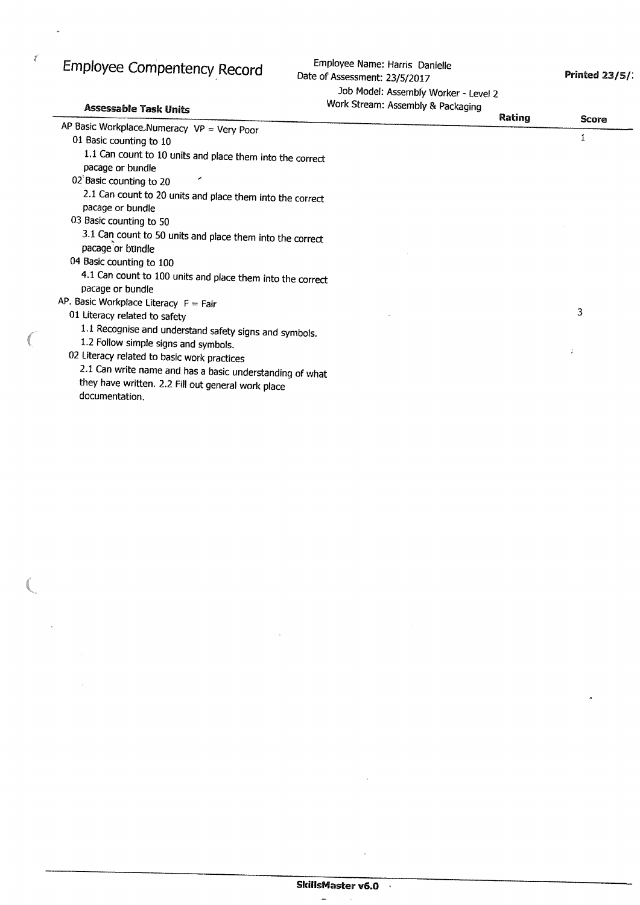# Employee Compentency Record

Employee Name: Harris Danielle
Date of Assessment: 23/5/2017
Job Model: Assembly Worker - Level 2
Work Stream: Assembly & Packaging

**Printed 23/5/**

| **Assessable Task Units** | **Rating** | **Score** |
|---|---|---|
| AP Basic Workplace Numeracy VP = Very Poor | | 1 |
| 01 Basic counting to 10 | | |
| 1.1 Can count to 10 units and place them into the correct pacage or bundle | | |
| 02 Basic counting to 20 | | |
| 2.1 Can count to 20 units and place them into the correct pacage or bundle | | |
| 03 Basic counting to 50 | | |
| 3.1 Can count to 50 units and place them into the correct pacage or bundle | | |
| 04 Basic counting to 100 | | |
| 4.1 Can count to 100 units and place them into the correct pacage or bundle | | |
| AP. Basic Workplace Literacy F = Fair | | 3 |
| 01 Literacy related to safety | | |
| 1.1 Recognise and understand safety signs and symbols. | | |
| 1.2 Follow simple signs and symbols. | | |
| 02 Literacy related to basic work practices | | |
| 2.1 Can write name and has a basic understanding of what they have written. 2.2 Fill out general work place documentation. | | |

**SkillsMaster v6.0**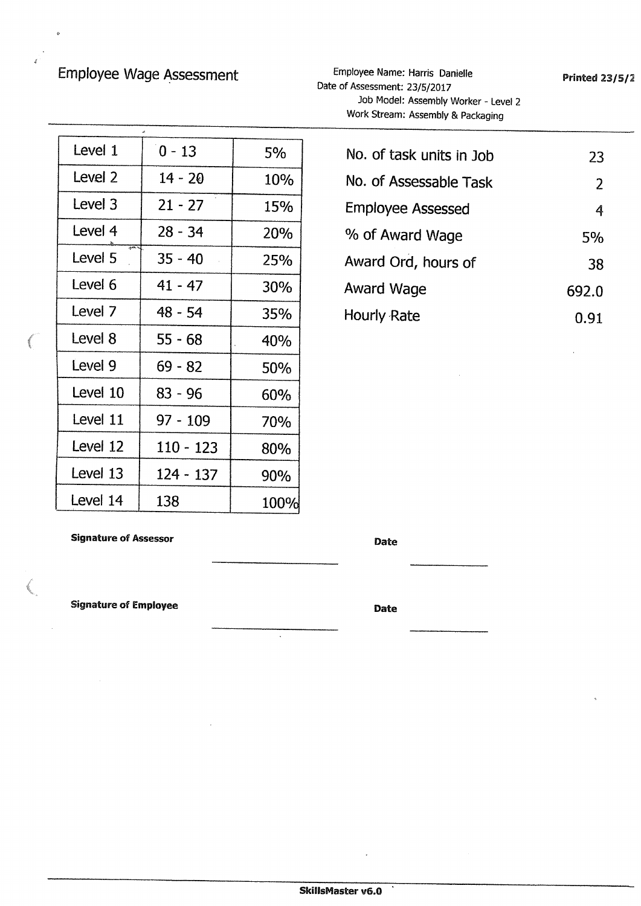# Employee Wage Assessment

Employee Name: Harris Danielle
Date of Assessment: 23/5/2017
Job Model: Assembly Worker - Level 2
Work Stream: Assembly & Packaging

**Printed 23/5/2**

| Level | Range | % |
|---|---|---|
| Level 1 | 0 - 13 | 5% |
| Level 2 | 14 - 20 | 10% |
| Level 3 | 21 - 27 | 15% |
| Level 4 | 28 - 34 | 20% |
| Level 5 | 35 - 40 | 25% |
| Level 6 | 41 - 47 | 30% |
| Level 7 | 48 - 54 | 35% |
| Level 8 | 55 - 68 | 40% |
| Level 9 | 69 - 82 | 50% |
| Level 10 | 83 - 96 | 60% |
| Level 11 | 97 - 109 | 70% |
| Level 12 | 110 - 123 | 80% |
| Level 13 | 124 - 137 | 90% |
| Level 14 | 138 | 100% |

| | |
|---|---|
| No. of task units in Job | 23 |
| No. of Assessable Task | 2 |
| Employee Assessed | 4 |
| % of Award Wage | 5% |
| Award Ord, hours of | 38 |
| Award Wage | 692.0 |
| Hourly Rate | 0.91 |

**Signature of Assessor** ____________________ **Date** ____________

**Signature of Employee** ____________________ **Date** ____________

**SkillsMaster v6.0**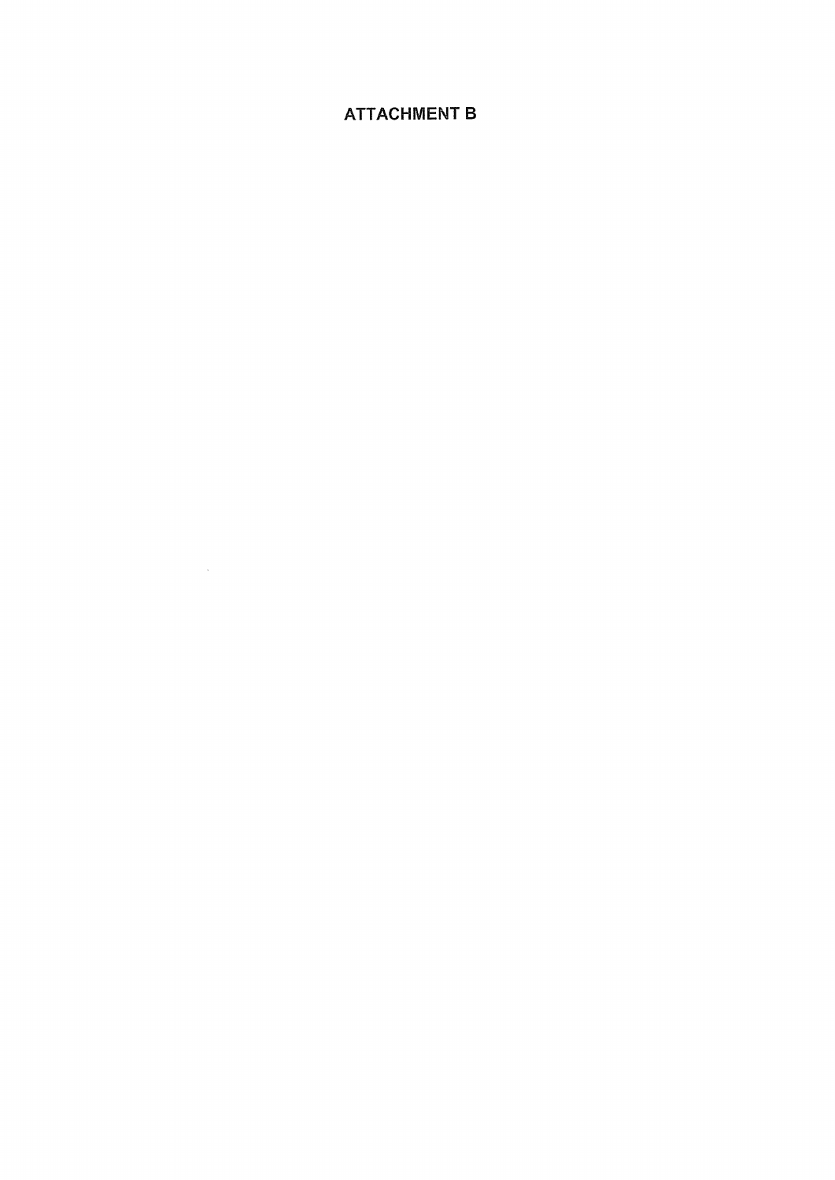# ATTACHMENT B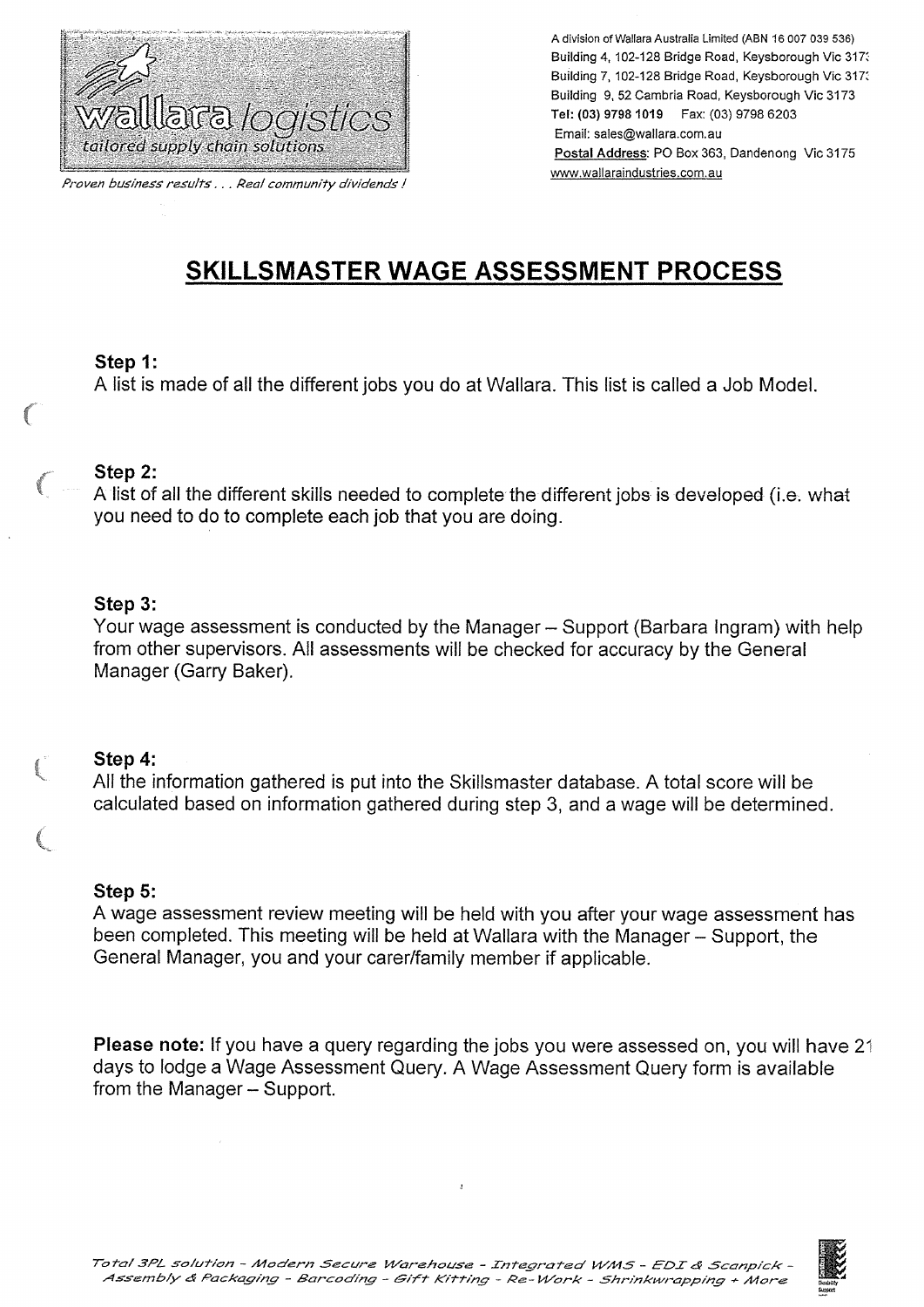wallara logistics
tailored supply chain solutions

*Proven business results . . . Real community dividends !*

A division of Wallara Australia Limited (ABN 16 007 039 536)
Building 4, 102-128 Bridge Road, Keysborough Vic 317
Building 7, 102-128 Bridge Road, Keysborough Vic 317
Building 9, 52 Cambria Road, Keysborough Vic 3173
**Tel: (03) 9798 1019** Fax: (03) 9798 6203
Email: sales@wallara.com.au
**Postal Address**: PO Box 363, Dandenong Vic 3175
www.wallaraindustries.com.au

# SKILLSMASTER WAGE ASSESSMENT PROCESS

**Step 1:**
A list is made of all the different jobs you do at Wallara. This list is called a Job Model.

**Step 2:**
A list of all the different skills needed to complete the different jobs is developed (i.e. what you need to do to complete each job that you are doing.

**Step 3:**
Your wage assessment is conducted by the Manager – Support (Barbara Ingram) with help from other supervisors. All assessments will be checked for accuracy by the General Manager (Garry Baker).

**Step 4:**
All the information gathered is put into the Skillsmaster database. A total score will be calculated based on information gathered during step 3, and a wage will be determined.

**Step 5:**
A wage assessment review meeting will be held with you after your wage assessment has been completed. This meeting will be held at Wallara with the Manager – Support, the General Manager, you and your carer/family member if applicable.

**Please note:** If you have a query regarding the jobs you were assessed on, you will have 21 days to lodge a Wage Assessment Query. A Wage Assessment Query form is available from the Manager – Support.

*Total 3PL solution - Modern Secure Warehouse - Integrated WMS - EDI & Scanpick - Assembly & Packaging - Barcoding - Gift Kitting - Re-Work - Shrinkwrapping + More*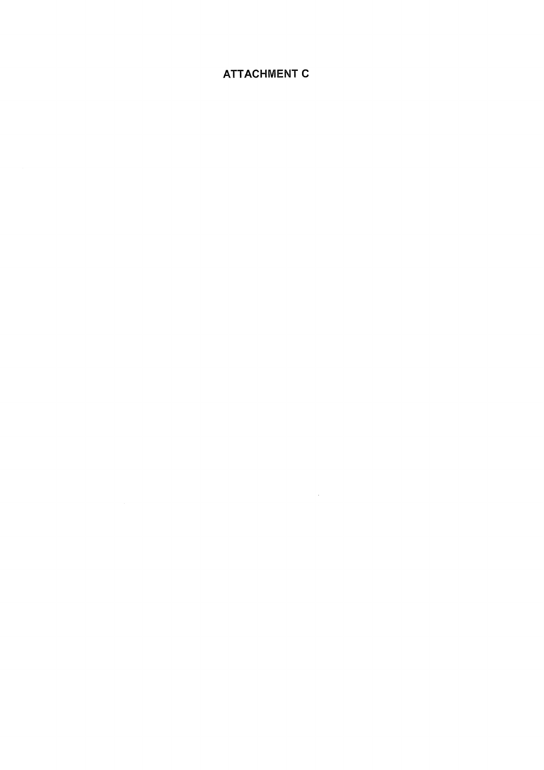# ATTACHMENT C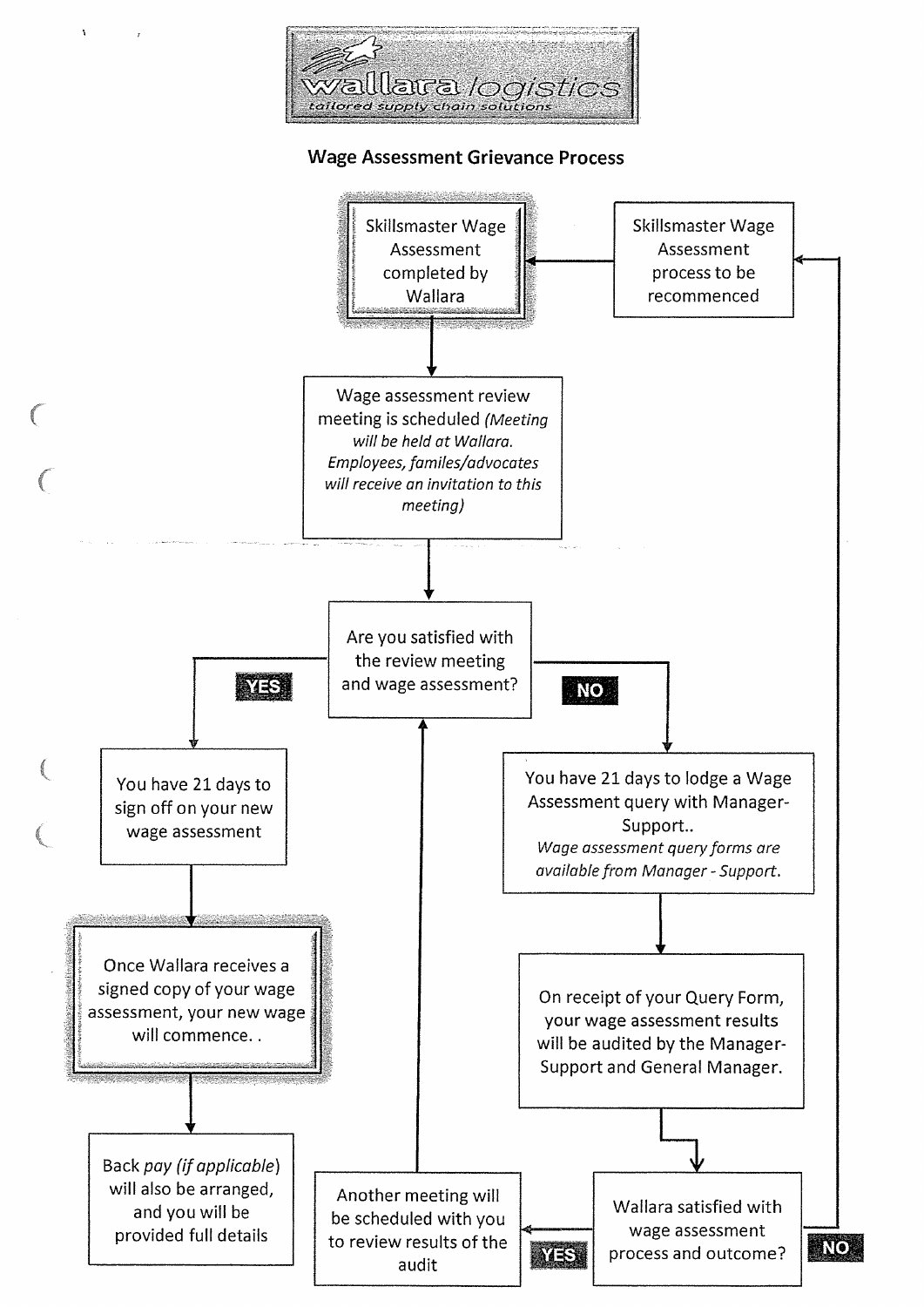wallara logistics

*tailored supply chain solutions*

## Wage Assessment Grievance Process

Skillsmaster Wage Assessment completed by Wallara

Skillsmaster Wage Assessment process to be recommenced

Wage assessment review meeting is scheduled *(Meeting will be held at Wallara. Employees, familes/advocates will receive an invitation to this meeting)*

Are you satisfied with the review meeting and wage assessment?

**YES**

You have 21 days to sign off on your new wage assessment

Once Wallara receives a signed copy of your wage assessment, your new wage will commence. .

Back *pay* (*if applicable*) will also be arranged, and you will be provided full details

**NO**

You have 21 days to lodge a Wage Assessment query with Manager-Support..

*Wage assessment query forms are available from Manager - Support.*

On receipt of your Query Form, your wage assessment results will be audited by the Manager-Support and General Manager.

Wallara satisfied with wage assessment process and outcome?

**YES**

Another meeting will be scheduled with you to review results of the audit

**NO**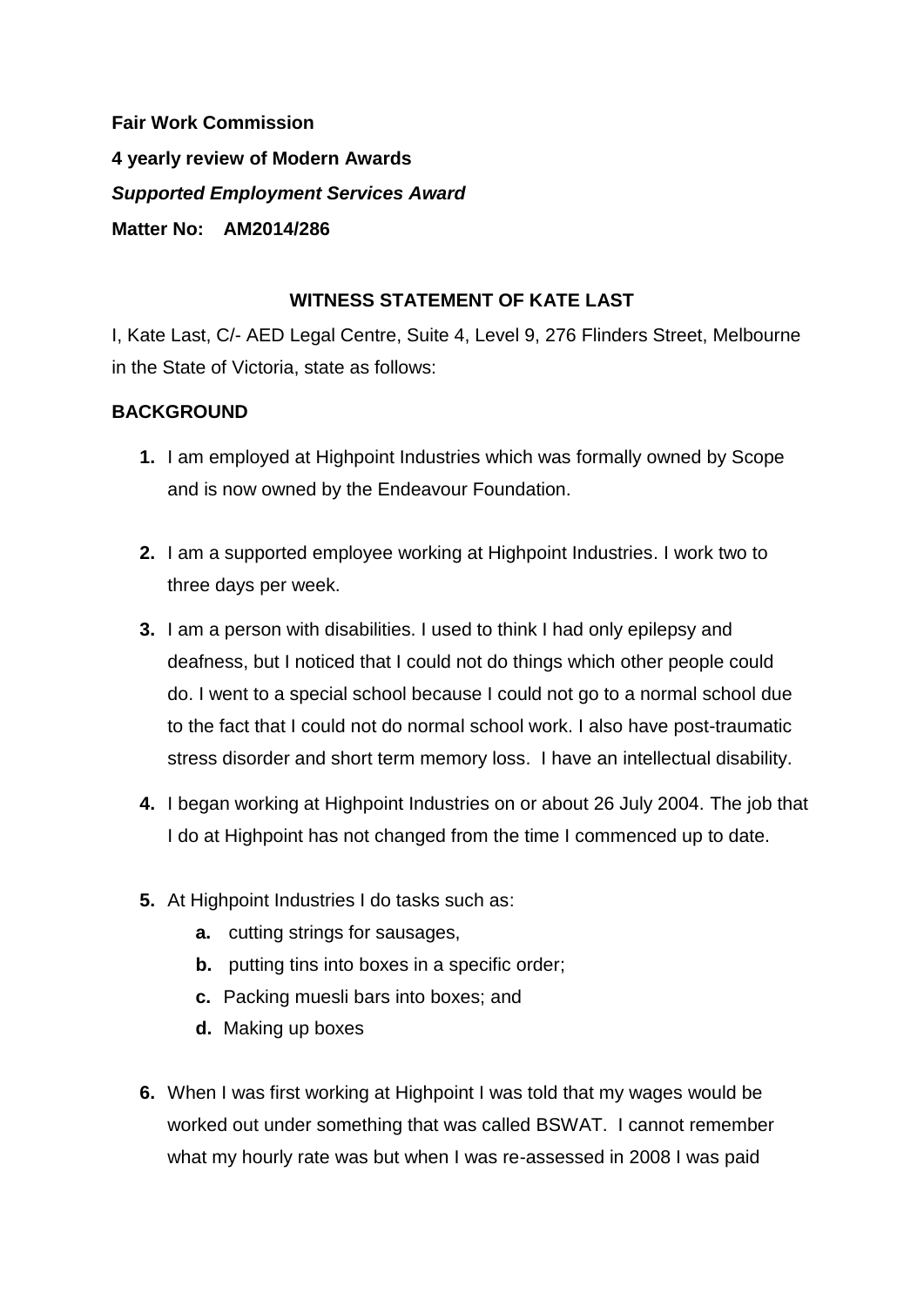**Fair Work Commission**

**4 yearly review of Modern Awards**

***Supported Employment Services Award***

**Matter No: AM2014/286**

**WITNESS STATEMENT OF KATE LAST**

I, Kate Last, C/- AED Legal Centre, Suite 4, Level 9, 276 Flinders Street, Melbourne in the State of Victoria, state as follows:

**BACKGROUND**

1. I am employed at Highpoint Industries which was formally owned by Scope and is now owned by the Endeavour Foundation.

2. I am a supported employee working at Highpoint Industries. I work two to three days per week.

3. I am a person with disabilities. I used to think I had only epilepsy and deafness, but I noticed that I could not do things which other people could do. I went to a special school because I could not go to a normal school due to the fact that I could not do normal school work. I also have post-traumatic stress disorder and short term memory loss. I have an intellectual disability.

4. I began working at Highpoint Industries on or about 26 July 2004. The job that I do at Highpoint has not changed from the time I commenced up to date.

5. At Highpoint Industries I do tasks such as:
   a. cutting strings for sausages,
   b. putting tins into boxes in a specific order;
   c. Packing muesli bars into boxes; and
   d. Making up boxes

6. When I was first working at Highpoint I was told that my wages would be worked out under something that was called BSWAT. I cannot remember what my hourly rate was but when I was re-assessed in 2008 I was paid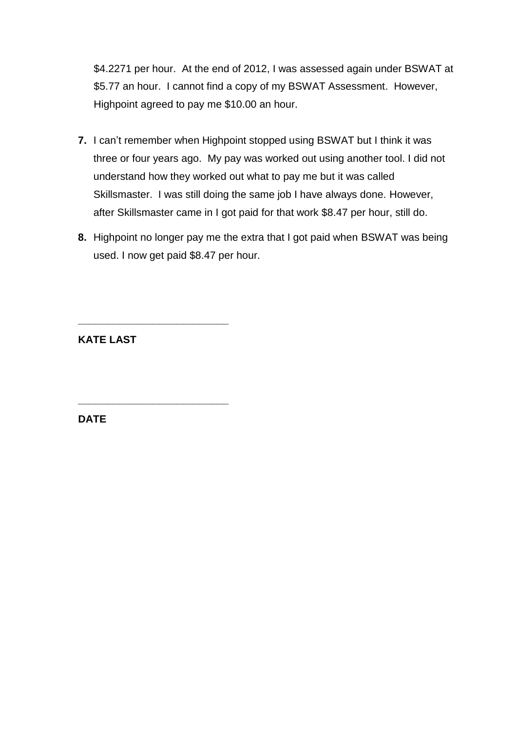$4.2271 per hour. At the end of 2012, I was assessed again under BSWAT at $5.77 an hour. I cannot find a copy of my BSWAT Assessment. However, Highpoint agreed to pay me $10.00 an hour.

**7.** I can't remember when Highpoint stopped using BSWAT but I think it was three or four years ago. My pay was worked out using another tool. I did not understand how they worked out what to pay me but it was called Skillsmaster. I was still doing the same job I have always done. However, after Skillsmaster came in I got paid for that work $8.47 per hour, still do.

**8.** Highpoint no longer pay me the extra that I got paid when BSWAT was being used. I now get paid $8.47 per hour.

\_\_\_\_\_\_\_\_\_\_\_\_\_\_\_\_\_\_\_\_\_\_\_\_\_\_

**KATE LAST**

\_\_\_\_\_\_\_\_\_\_\_\_\_\_\_\_\_\_\_\_\_\_\_\_\_\_

**DATE**